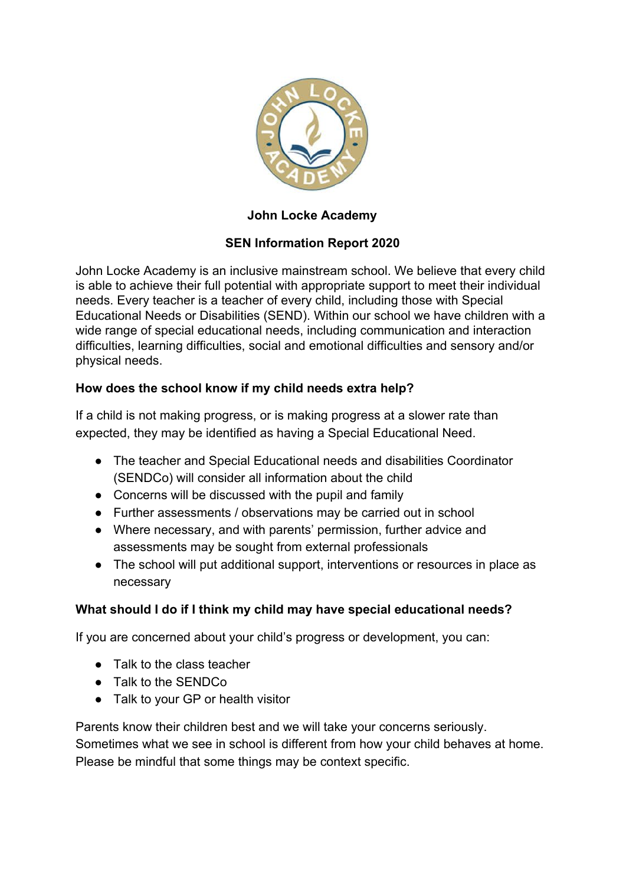# John Locke Academy

## SEN Information Report 2020

John Locke Academy is an inclusive mainstream school. We believe that every child is able to achieve their full potential with appropriate support to meet their individual needs. Every teacher is a teacher of every child, including those with Special Educational Needs or Disabilities (SEND). Within our school we have children with a wide range of special educational needs, including communication and interaction difficulties, learning difficulties, social and emotional difficulties and sensory and/or physical needs.

### How does the school know if my child needs extra help?

If a child is not making progress, or is making progress at a slower rate than expected, they may be identified as having a Special Educational Need.

- The teacher and Special Educational needs and disabilities Coordinator (SENDCo) will consider all information about the child
- Concerns will be discussed with the pupil and family
- Further assessments / observations may be carried out in school
- Where necessary, and with parents' permission, further advice and assessments may be sought from external professionals
- The school will put additional support, interventions or resources in place as necessary

### What should I do if I think my child may have special educational needs?

If you are concerned about your child's progress or development, you can:

- Talk to the class teacher
- Talk to the SENDCo
- Talk to your GP or health visitor

Parents know their children best and we will take your concerns seriously. Sometimes what we see in school is different from how your child behaves at home. Please be mindful that some things may be context specific.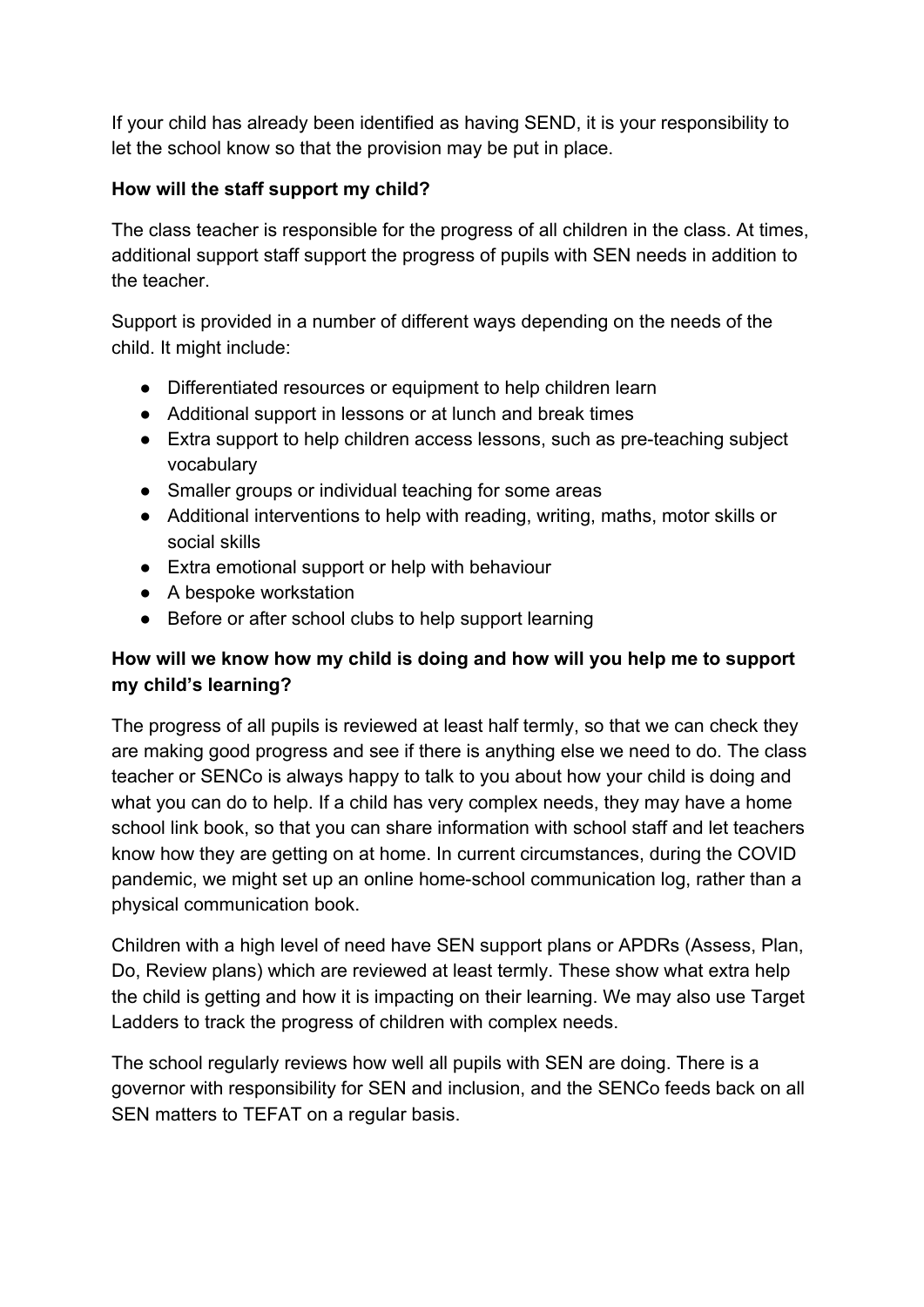If your child has already been identified as having SEND, it is your responsibility to let the school know so that the provision may be put in place.

**How will the staff support my child?**

The class teacher is responsible for the progress of all children in the class. At times, additional support staff support the progress of pupils with SEN needs in addition to the teacher.

Support is provided in a number of different ways depending on the needs of the child. It might include:

- Differentiated resources or equipment to help children learn
- Additional support in lessons or at lunch and break times
- Extra support to help children access lessons, such as pre-teaching subject vocabulary
- Smaller groups or individual teaching for some areas
- Additional interventions to help with reading, writing, maths, motor skills or social skills
- Extra emotional support or help with behaviour
- A bespoke workstation
- Before or after school clubs to help support learning

**How will we know how my child is doing and how will you help me to support my child's learning?**

The progress of all pupils is reviewed at least half termly, so that we can check they are making good progress and see if there is anything else we need to do. The class teacher or SENCo is always happy to talk to you about how your child is doing and what you can do to help. If a child has very complex needs, they may have a home school link book, so that you can share information with school staff and let teachers know how they are getting on at home. In current circumstances, during the COVID pandemic, we might set up an online home-school communication log, rather than a physical communication book.

Children with a high level of need have SEN support plans or APDRs (Assess, Plan, Do, Review plans) which are reviewed at least termly. These show what extra help the child is getting and how it is impacting on their learning. We may also use Target Ladders to track the progress of children with complex needs.

The school regularly reviews how well all pupils with SEN are doing. There is a governor with responsibility for SEN and inclusion, and the SENCo feeds back on all SEN matters to TEFAT on a regular basis.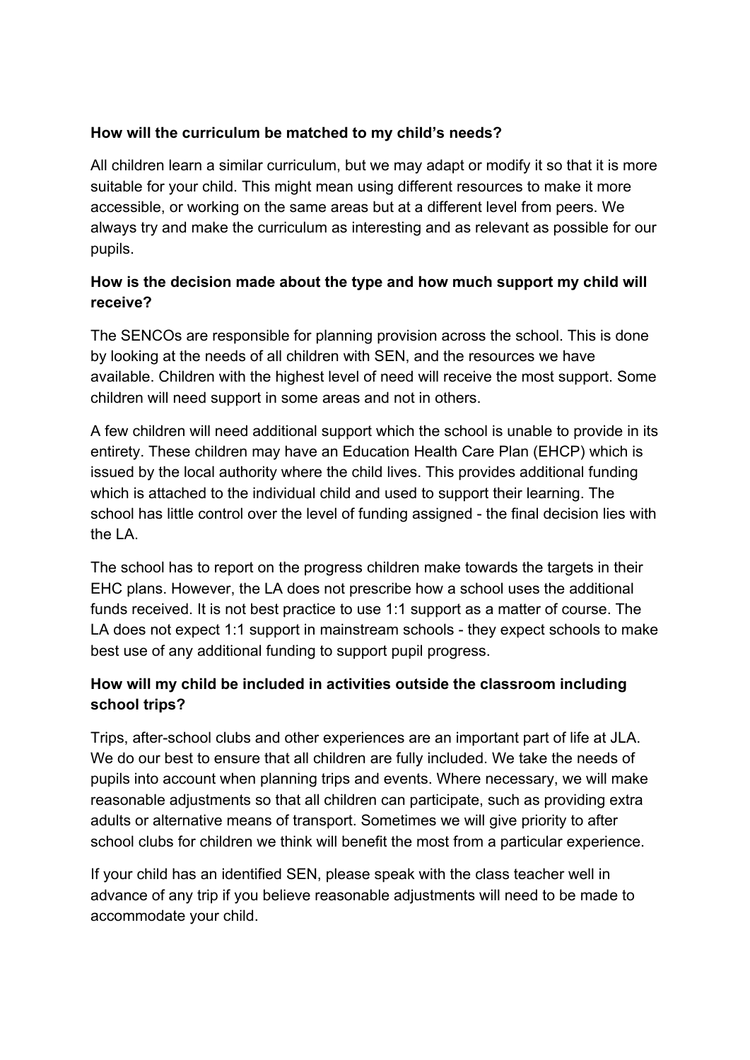**How will the curriculum be matched to my child's needs?**

All children learn a similar curriculum, but we may adapt or modify it so that it is more suitable for your child. This might mean using different resources to make it more accessible, or working on the same areas but at a different level from peers. We always try and make the curriculum as interesting and as relevant as possible for our pupils.

**How is the decision made about the type and how much support my child will receive?**

The SENCOs are responsible for planning provision across the school. This is done by looking at the needs of all children with SEN, and the resources we have available. Children with the highest level of need will receive the most support. Some children will need support in some areas and not in others.

A few children will need additional support which the school is unable to provide in its entirety. These children may have an Education Health Care Plan (EHCP) which is issued by the local authority where the child lives. This provides additional funding which is attached to the individual child and used to support their learning. The school has little control over the level of funding assigned - the final decision lies with the LA.

The school has to report on the progress children make towards the targets in their EHC plans. However, the LA does not prescribe how a school uses the additional funds received. It is not best practice to use 1:1 support as a matter of course. The LA does not expect 1:1 support in mainstream schools - they expect schools to make best use of any additional funding to support pupil progress.

**How will my child be included in activities outside the classroom including school trips?**

Trips, after-school clubs and other experiences are an important part of life at JLA. We do our best to ensure that all children are fully included. We take the needs of pupils into account when planning trips and events. Where necessary, we will make reasonable adjustments so that all children can participate, such as providing extra adults or alternative means of transport. Sometimes we will give priority to after school clubs for children we think will benefit the most from a particular experience.

If your child has an identified SEN, please speak with the class teacher well in advance of any trip if you believe reasonable adjustments will need to be made to accommodate your child.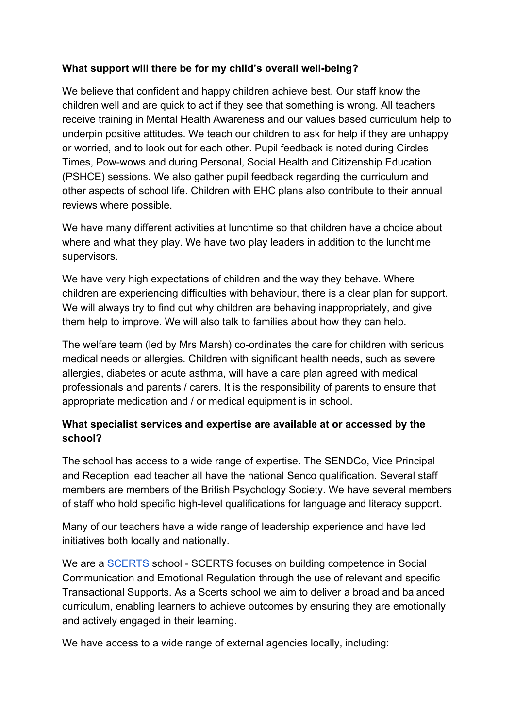**What support will there be for my child's overall well-being?**

We believe that confident and happy children achieve best. Our staff know the children well and are quick to act if they see that something is wrong. All teachers receive training in Mental Health Awareness and our values based curriculum help to underpin positive attitudes. We teach our children to ask for help if they are unhappy or worried, and to look out for each other. Pupil feedback is noted during Circles Times, Pow-wows and during Personal, Social Health and Citizenship Education (PSHCE) sessions. We also gather pupil feedback regarding the curriculum and other aspects of school life. Children with EHC plans also contribute to their annual reviews where possible.

We have many different activities at lunchtime so that children have a choice about where and what they play. We have two play leaders in addition to the lunchtime supervisors.

We have very high expectations of children and the way they behave. Where children are experiencing difficulties with behaviour, there is a clear plan for support. We will always try to find out why children are behaving inappropriately, and give them help to improve. We will also talk to families about how they can help.

The welfare team (led by Mrs Marsh) co-ordinates the care for children with serious medical needs or allergies. Children with significant health needs, such as severe allergies, diabetes or acute asthma, will have a care plan agreed with medical professionals and parents / carers. It is the responsibility of parents to ensure that appropriate medication and / or medical equipment is in school.

**What specialist services and expertise are available at or accessed by the school?**

The school has access to a wide range of expertise. The SENDCo, Vice Principal and Reception lead teacher all have the national Senco qualification. Several staff members are members of the British Psychology Society. We have several members of staff who hold specific high-level qualifications for language and literacy support.

Many of our teachers have a wide range of leadership experience and have led initiatives both locally and nationally.

We are a SCERTS school - SCERTS focuses on building competence in Social Communication and Emotional Regulation through the use of relevant and specific Transactional Supports. As a Scerts school we aim to deliver a broad and balanced curriculum, enabling learners to achieve outcomes by ensuring they are emotionally and actively engaged in their learning.

We have access to a wide range of external agencies locally, including: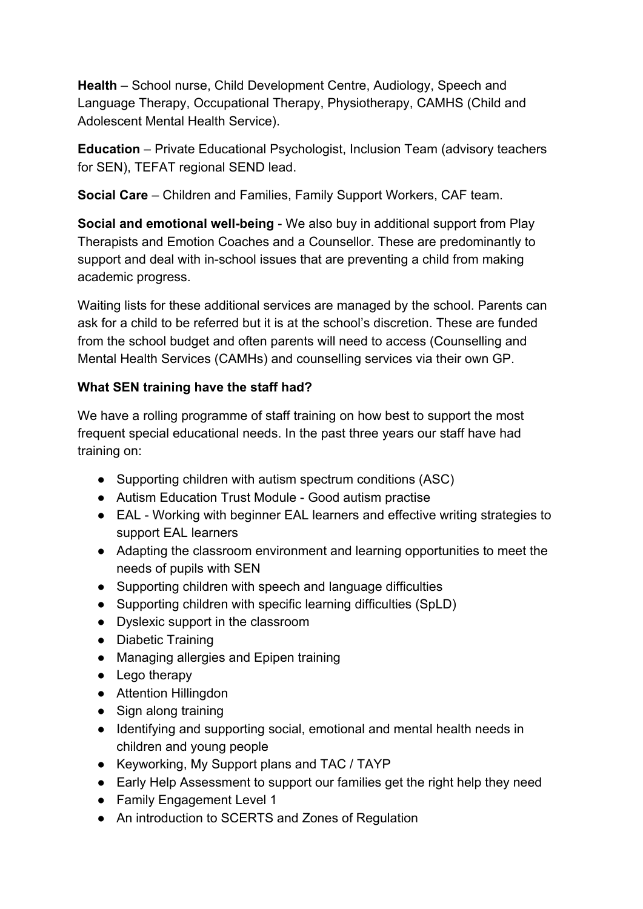**Health** – School nurse, Child Development Centre, Audiology, Speech and Language Therapy, Occupational Therapy, Physiotherapy, CAMHS (Child and Adolescent Mental Health Service).

**Education** – Private Educational Psychologist, Inclusion Team (advisory teachers for SEN), TEFAT regional SEND lead.

**Social Care** – Children and Families, Family Support Workers, CAF team.

**Social and emotional well-being** - We also buy in additional support from Play Therapists and Emotion Coaches and a Counsellor. These are predominantly to support and deal with in-school issues that are preventing a child from making academic progress.

Waiting lists for these additional services are managed by the school. Parents can ask for a child to be referred but it is at the school's discretion. These are funded from the school budget and often parents will need to access (Counselling and Mental Health Services (CAMHs) and counselling services via their own GP.

**What SEN training have the staff had?**

We have a rolling programme of staff training on how best to support the most frequent special educational needs. In the past three years our staff have had training on:

- Supporting children with autism spectrum conditions (ASC)
- Autism Education Trust Module - Good autism practise
- EAL - Working with beginner EAL learners and effective writing strategies to support EAL learners
- Adapting the classroom environment and learning opportunities to meet the needs of pupils with SEN
- Supporting children with speech and language difficulties
- Supporting children with specific learning difficulties (SpLD)
- Dyslexic support in the classroom
- Diabetic Training
- Managing allergies and Epipen training
- Lego therapy
- Attention Hillingdon
- Sign along training
- Identifying and supporting social, emotional and mental health needs in children and young people
- Keyworking, My Support plans and TAC / TAYP
- Early Help Assessment to support our families get the right help they need
- Family Engagement Level 1
- An introduction to SCERTS and Zones of Regulation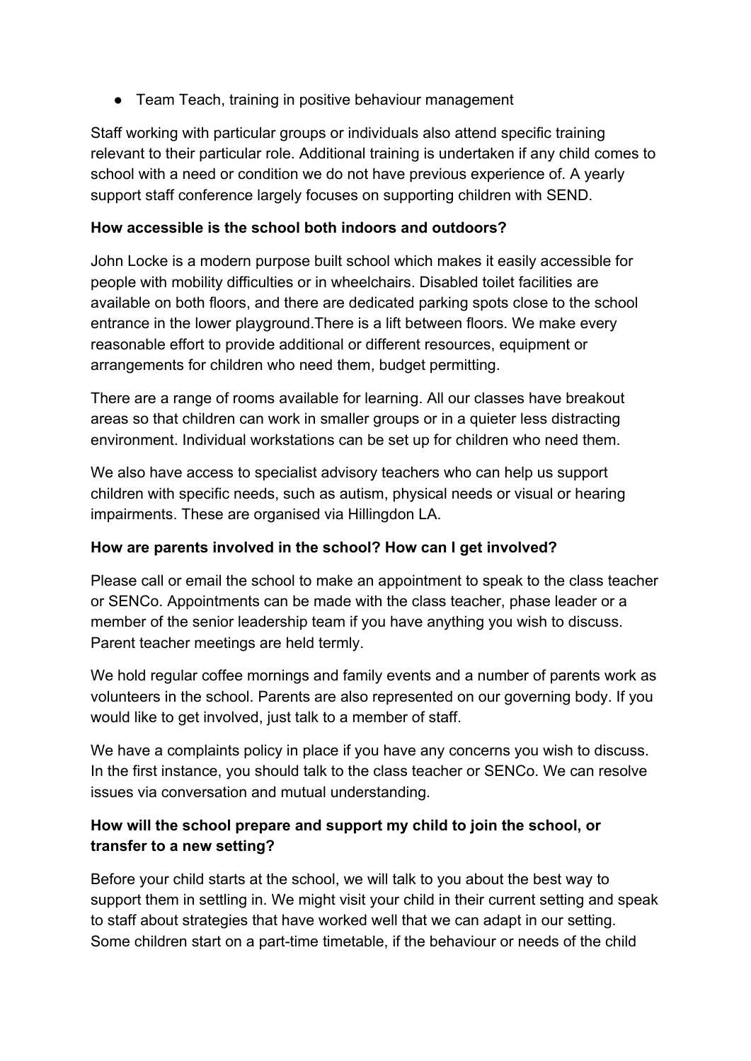- Team Teach, training in positive behaviour management

Staff working with particular groups or individuals also attend specific training relevant to their particular role. Additional training is undertaken if any child comes to school with a need or condition we do not have previous experience of. A yearly support staff conference largely focuses on supporting children with SEND.

**How accessible is the school both indoors and outdoors?**

John Locke is a modern purpose built school which makes it easily accessible for people with mobility difficulties or in wheelchairs. Disabled toilet facilities are available on both floors, and there are dedicated parking spots close to the school entrance in the lower playground.There is a lift between floors. We make every reasonable effort to provide additional or different resources, equipment or arrangements for children who need them, budget permitting.

There are a range of rooms available for learning. All our classes have breakout areas so that children can work in smaller groups or in a quieter less distracting environment. Individual workstations can be set up for children who need them.

We also have access to specialist advisory teachers who can help us support children with specific needs, such as autism, physical needs or visual or hearing impairments. These are organised via Hillingdon LA.

**How are parents involved in the school? How can I get involved?**

Please call or email the school to make an appointment to speak to the class teacher or SENCo. Appointments can be made with the class teacher, phase leader or a member of the senior leadership team if you have anything you wish to discuss. Parent teacher meetings are held termly.

We hold regular coffee mornings and family events and a number of parents work as volunteers in the school. Parents are also represented on our governing body. If you would like to get involved, just talk to a member of staff.

We have a complaints policy in place if you have any concerns you wish to discuss. In the first instance, you should talk to the class teacher or SENCo. We can resolve issues via conversation and mutual understanding.

**How will the school prepare and support my child to join the school, or transfer to a new setting?**

Before your child starts at the school, we will talk to you about the best way to support them in settling in. We might visit your child in their current setting and speak to staff about strategies that have worked well that we can adapt in our setting. Some children start on a part-time timetable, if the behaviour or needs of the child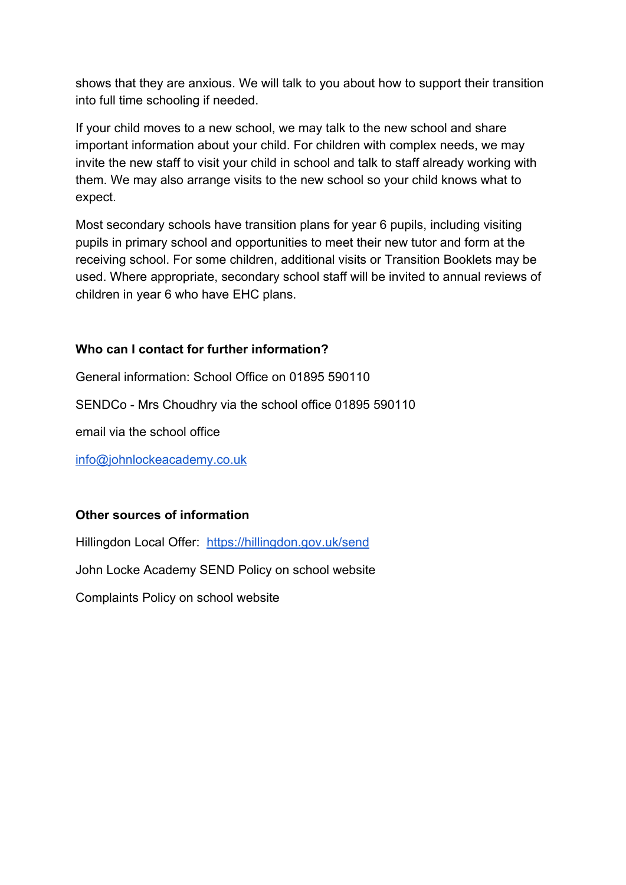shows that they are anxious. We will talk to you about how to support their transition into full time schooling if needed.

If your child moves to a new school, we may talk to the new school and share important information about your child. For children with complex needs, we may invite the new staff to visit your child in school and talk to staff already working with them. We may also arrange visits to the new school so your child knows what to expect.

Most secondary schools have transition plans for year 6 pupils, including visiting pupils in primary school and opportunities to meet their new tutor and form at the receiving school. For some children, additional visits or Transition Booklets may be used. Where appropriate, secondary school staff will be invited to annual reviews of children in year 6 who have EHC plans.

**Who can I contact for further information?**

General information: School Office on 01895 590110

SENDCo - Mrs Choudhry via the school office 01895 590110

email via the school office

info@johnlockeacademy.co.uk

**Other sources of information**

Hillingdon Local Offer: https://hillingdon.gov.uk/send

John Locke Academy SEND Policy on school website

Complaints Policy on school website